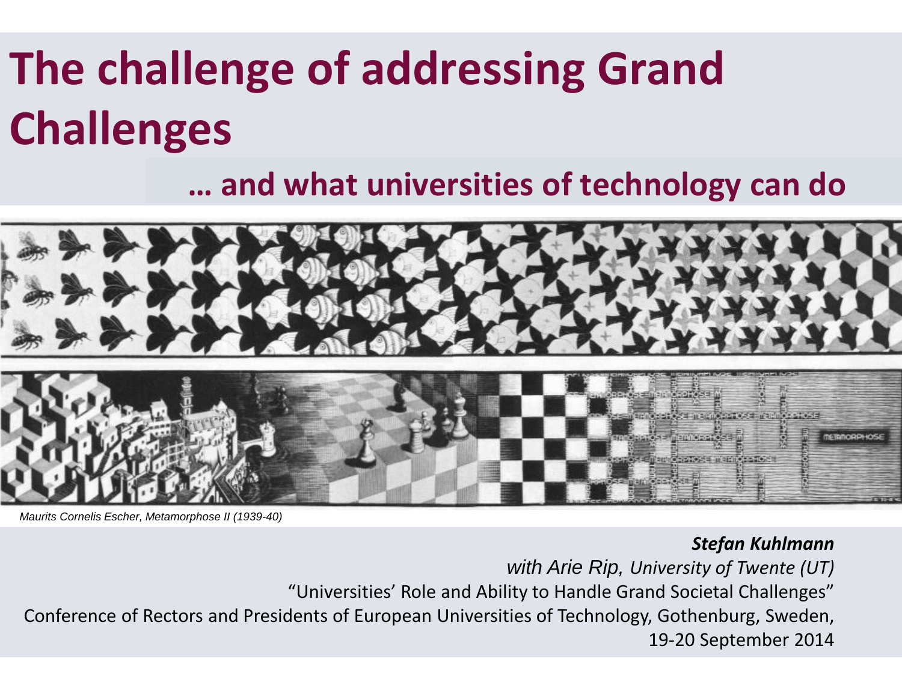# The challenge of addressing Grand Challenges

## … and what universities of technology can do

*Maurits Cornelis Escher, Metamorphose II (1939-40)*

***Stefan Kuhlmann***

*with Arie Rip, University of Twente (UT)*

"Universities' Role and Ability to Handle Grand Societal Challenges"

Conference of Rectors and Presidents of European Universities of Technology, Gothenburg, Sweden, 19-20 September 2014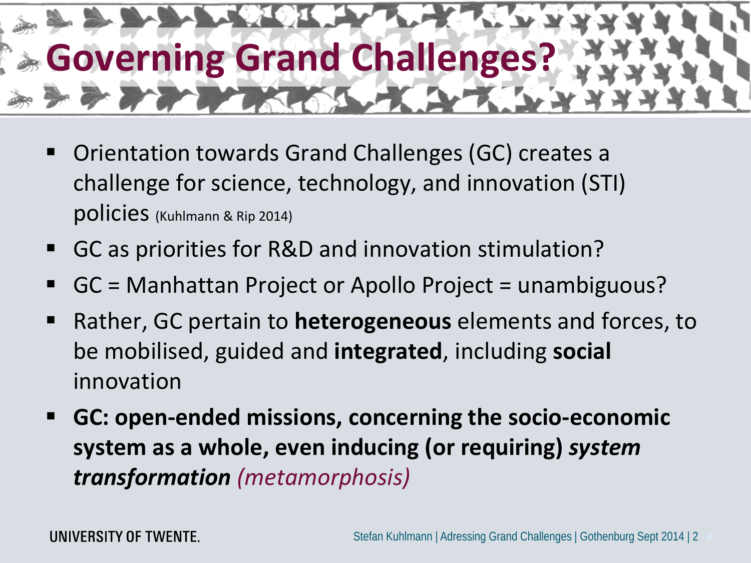# Governing Grand Challenges?

- Orientation towards Grand Challenges (GC) creates a challenge for science, technology, and innovation (STI) policies (Kuhlmann & Rip 2014)
- GC as priorities for R&D and innovation stimulation?
- GC = Manhattan Project or Apollo Project = unambiguous?
- Rather, GC pertain to **heterogeneous** elements and forces, to be mobilised, guided and **integrated**, including **social** innovation
- **GC: open-ended missions, concerning the socio-economic system as a whole, even inducing (or requiring) *system transformation*** *(metamorphosis)*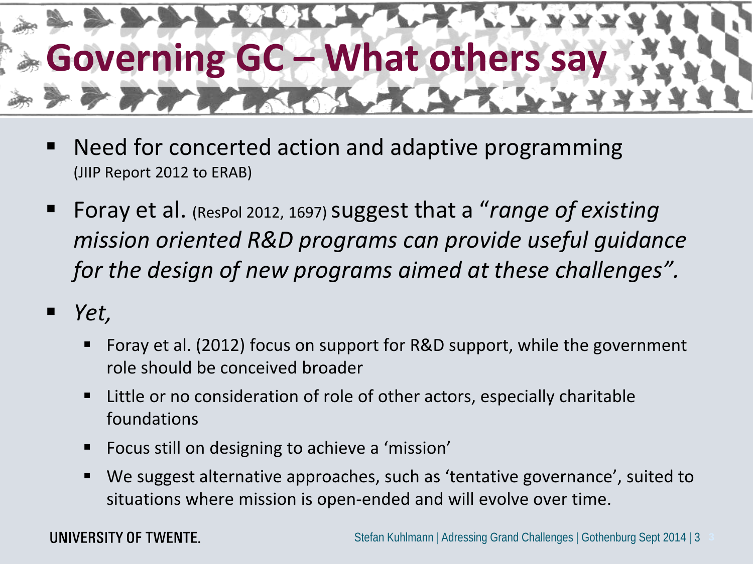# Governing GC – What others say

- Need for concerted action and adaptive programming
  (JIIP Report 2012 to ERAB)
- Foray et al. (ResPol 2012, 1697) suggest that a "*range of existing mission oriented R&D programs can provide useful guidance for the design of new programs aimed at these challenges".*
- *Yet,*
  - Foray et al. (2012) focus on support for R&D support, while the government role should be conceived broader
  - Little or no consideration of role of other actors, especially charitable foundations
  - Focus still on designing to achieve a 'mission'
  - We suggest alternative approaches, such as 'tentative governance', suited to situations where mission is open-ended and will evolve over time.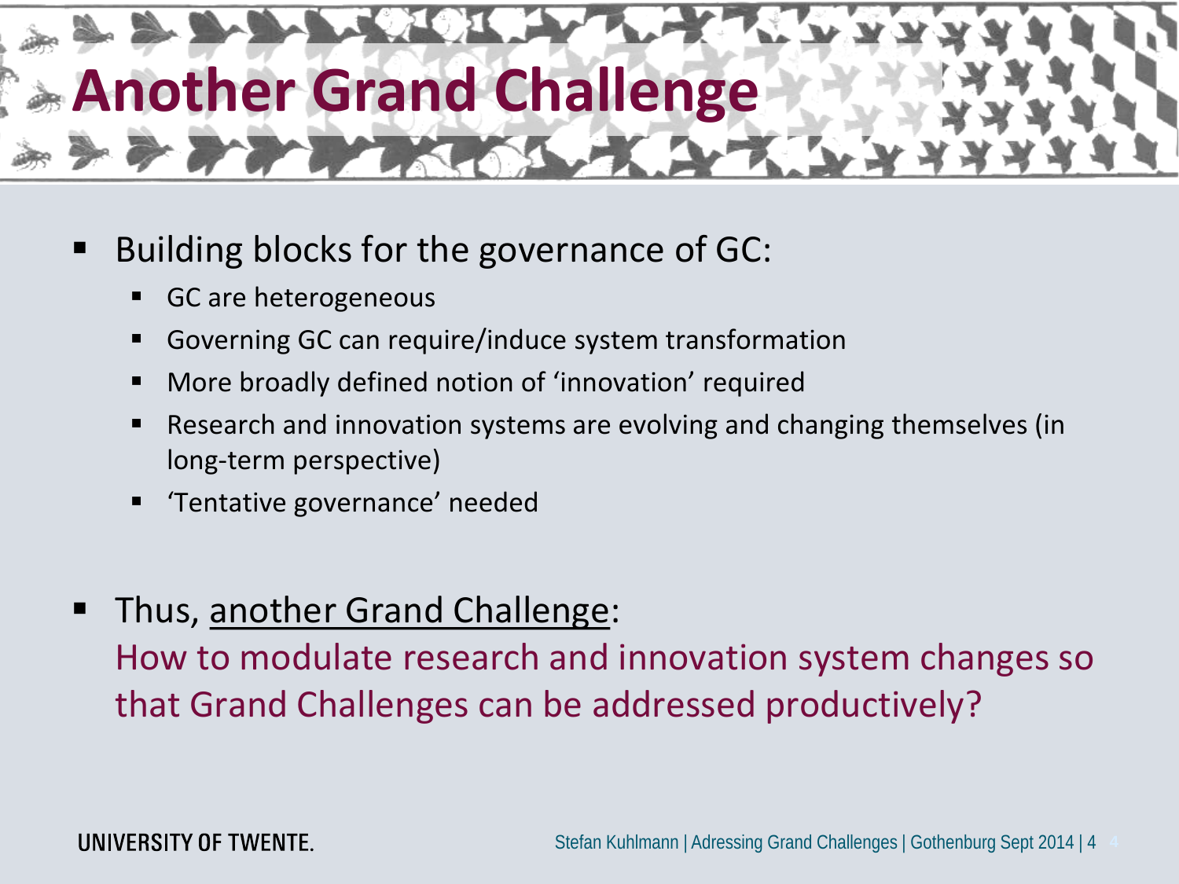# Another Grand Challenge

- Building blocks for the governance of GC:
  - GC are heterogeneous
  - Governing GC can require/induce system transformation
  - More broadly defined notion of 'innovation' required
  - Research and innovation systems are evolving and changing themselves (in long-term perspective)
  - 'Tentative governance' needed

- Thus, <u>another Grand Challenge</u>:
  How to modulate research and innovation system changes so that Grand Challenges can be addressed productively?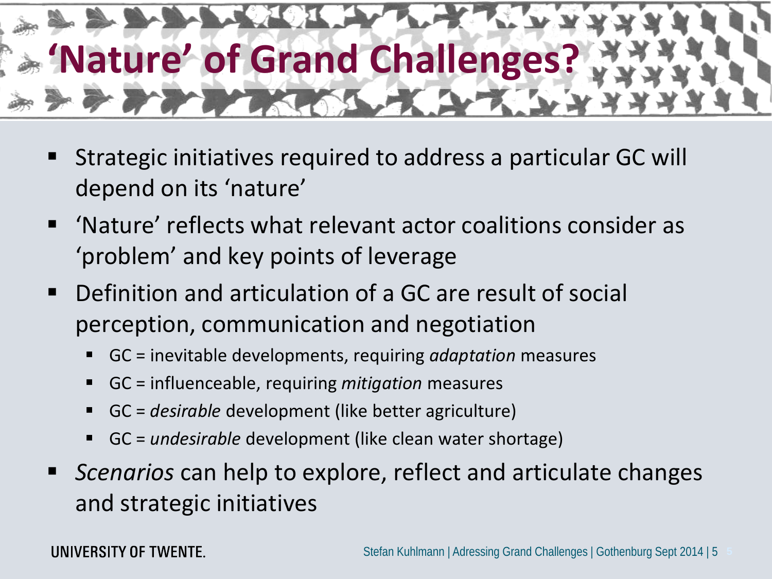# ‘Nature’ of Grand Challenges?

- Strategic initiatives required to address a particular GC will depend on its ‘nature’
- ‘Nature’ reflects what relevant actor coalitions consider as ‘problem’ and key points of leverage
- Definition and articulation of a GC are result of social perception, communication and negotiation
  - GC = inevitable developments, requiring *adaptation* measures
  - GC = influenceable, requiring *mitigation* measures
  - GC = *desirable* development (like better agriculture)
  - GC = *undesirable* development (like clean water shortage)
- *Scenarios* can help to explore, reflect and articulate changes and strategic initiatives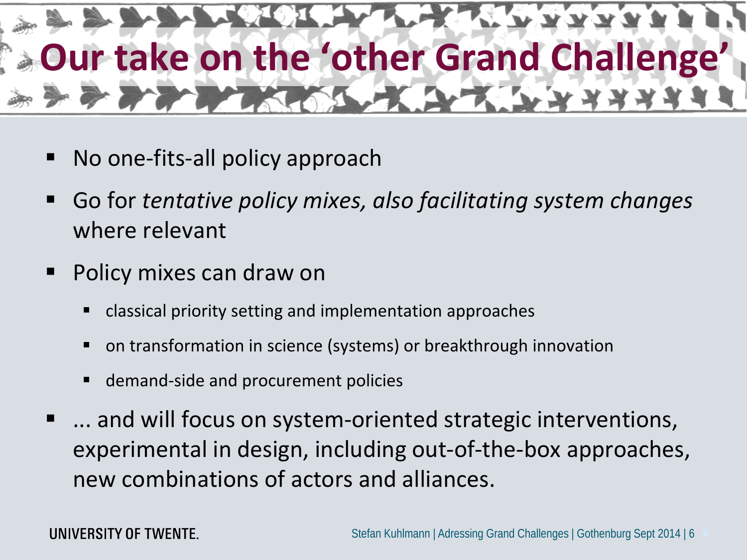# Our take on the 'other Grand Challenge'

- No one-fits-all policy approach
- Go for *tentative policy mixes, also facilitating system changes* where relevant
- Policy mixes can draw on
  - classical priority setting and implementation approaches
  - on transformation in science (systems) or breakthrough innovation
  - demand-side and procurement policies
- ... and will focus on system-oriented strategic interventions, experimental in design, including out-of-the-box approaches, new combinations of actors and alliances.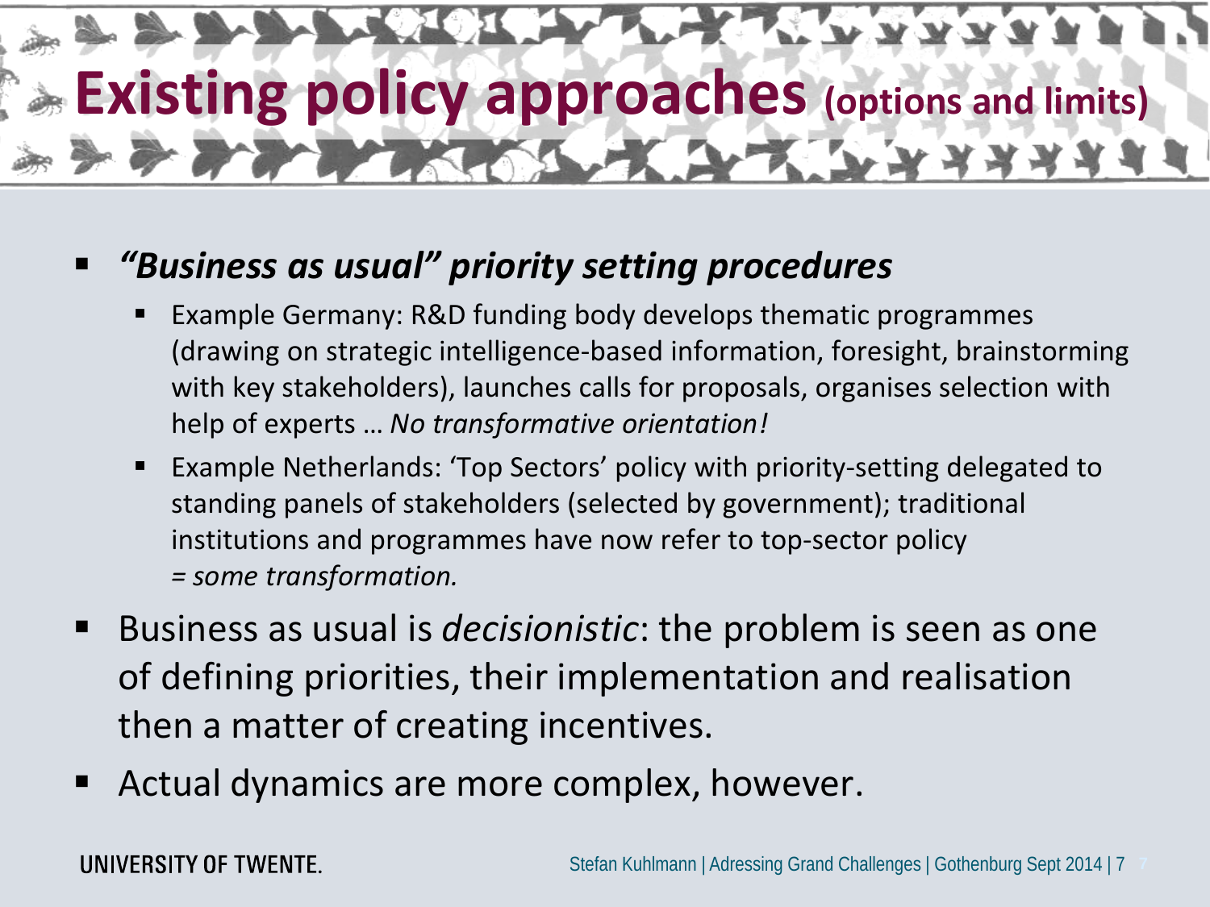# Existing policy approaches (options and limits)

- ***"Business as usual" priority setting procedures***
  - Example Germany: R&D funding body develops thematic programmes (drawing on strategic intelligence-based information, foresight, brainstorming with key stakeholders), launches calls for proposals, organises selection with help of experts … *No transformative orientation!*
  - Example Netherlands: 'Top Sectors' policy with priority-setting delegated to standing panels of stakeholders (selected by government); traditional institutions and programmes have now refer to top-sector policy *= some transformation.*
- Business as usual is *decisionistic*: the problem is seen as one of defining priorities, their implementation and realisation then a matter of creating incentives.
- Actual dynamics are more complex, however.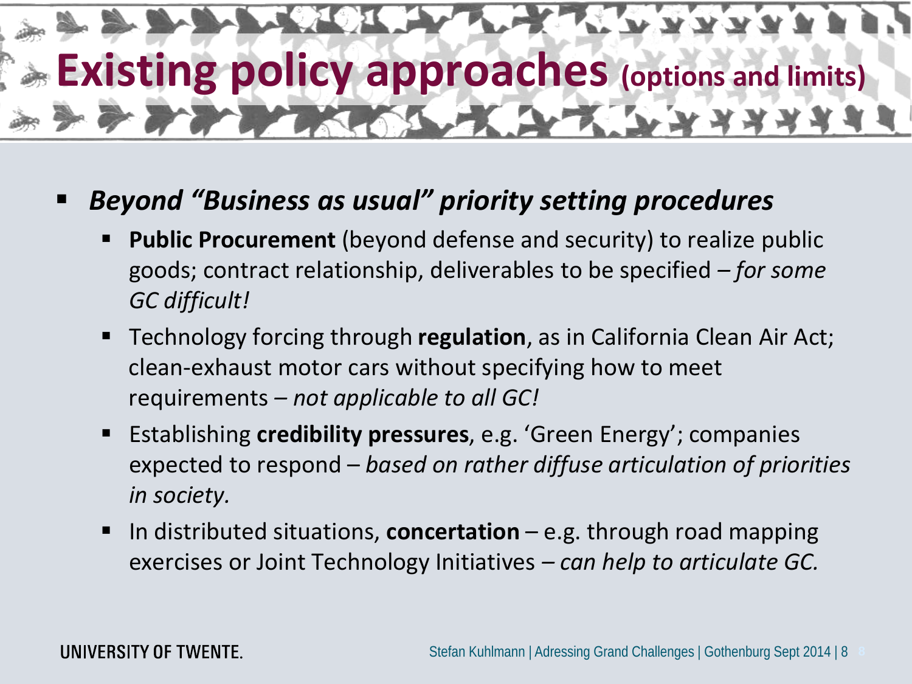# Existing policy approaches (options and limits)

- ***Beyond "Business as usual" priority setting procedures***
  - **Public Procurement** (beyond defense and security) to realize public goods; contract relationship, deliverables to be specified – *for some GC difficult!*
  - Technology forcing through **regulation**, as in California Clean Air Act; clean-exhaust motor cars without specifying how to meet requirements – *not applicable to all GC!*
  - Establishing **credibility pressures**, e.g. 'Green Energy'; companies expected to respond – *based on rather diffuse articulation of priorities in society.*
  - In distributed situations, **concertation** – e.g. through road mapping exercises or Joint Technology Initiatives – *can help to articulate GC.*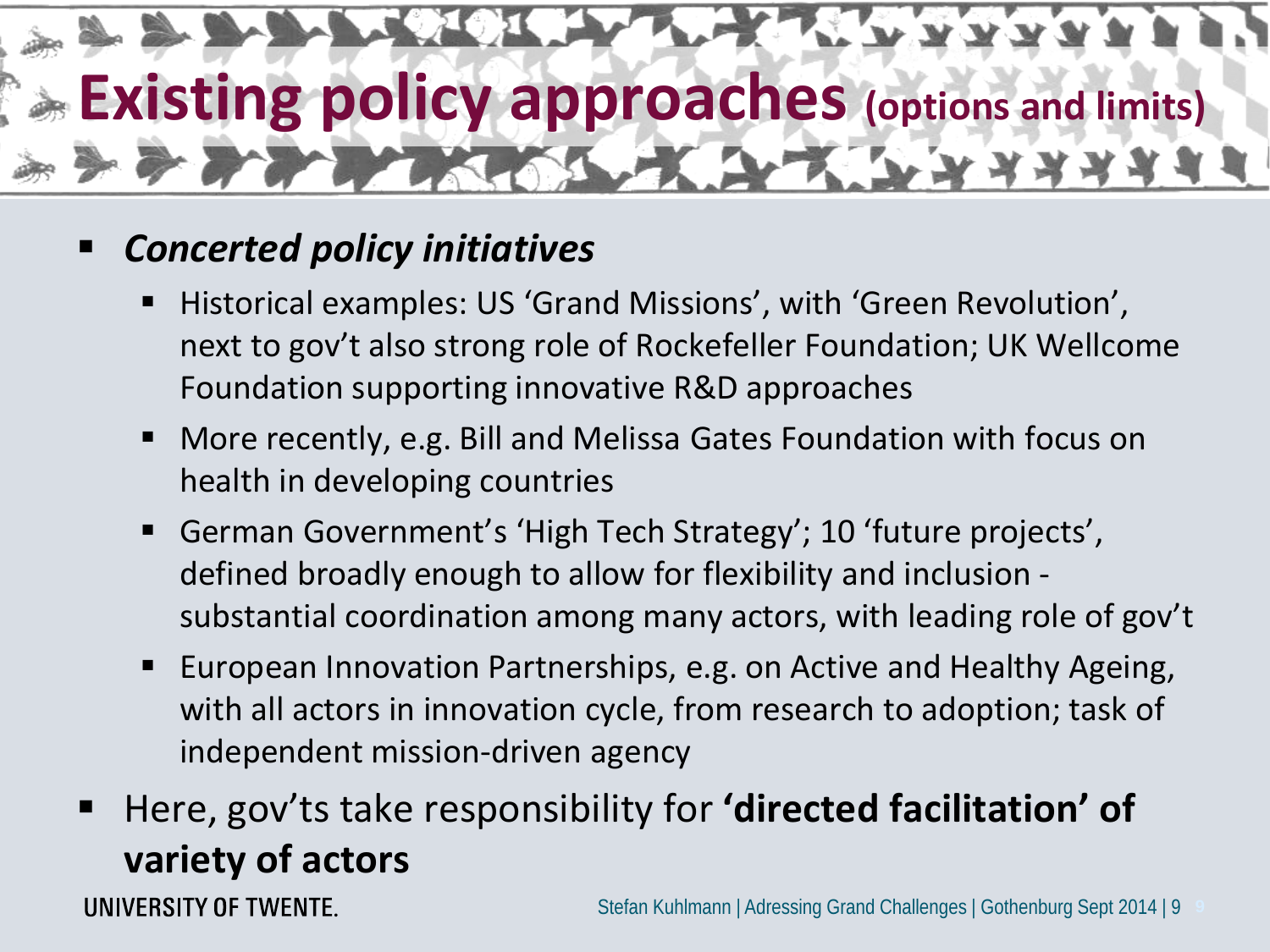# Existing policy approaches (options and limits)

- ***Concerted policy initiatives***
  - Historical examples: US 'Grand Missions', with 'Green Revolution', next to gov't also strong role of Rockefeller Foundation; UK Wellcome Foundation supporting innovative R&D approaches
  - More recently, e.g. Bill and Melissa Gates Foundation with focus on health in developing countries
  - German Government's 'High Tech Strategy'; 10 'future projects', defined broadly enough to allow for flexibility and inclusion - substantial coordination among many actors, with leading role of gov't
  - European Innovation Partnerships, e.g. on Active and Healthy Ageing, with all actors in innovation cycle, from research to adoption; task of independent mission-driven agency
- Here, gov'ts take responsibility for **'directed facilitation' of variety of actors**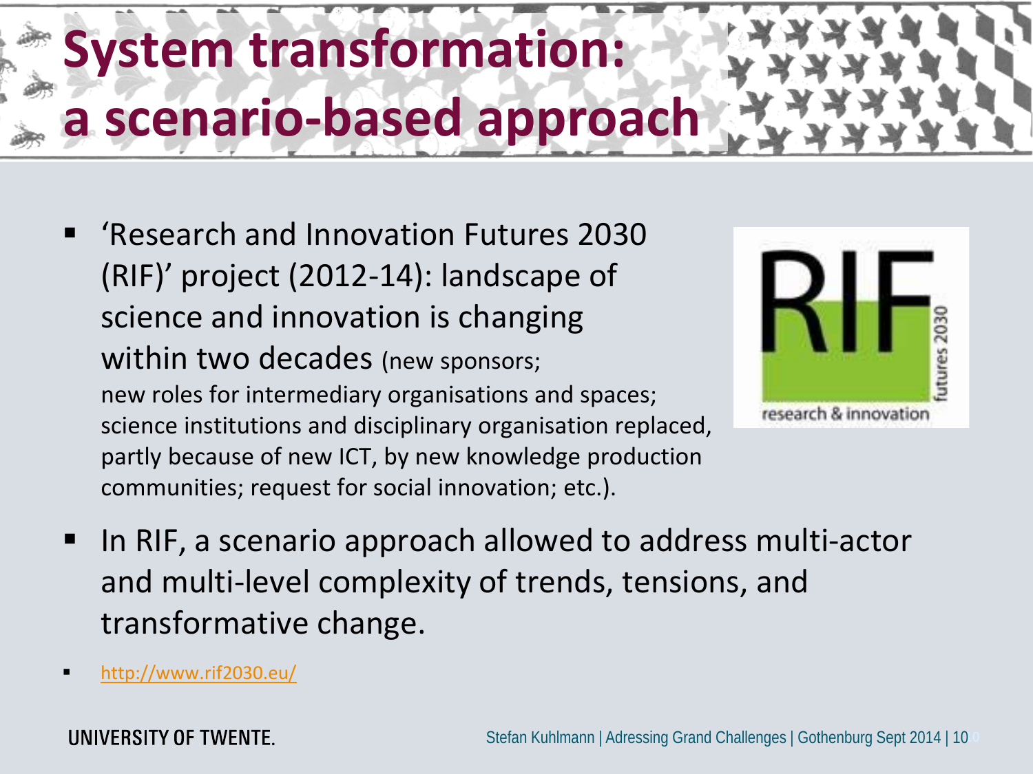# System transformation: a scenario-based approach

- 'Research and Innovation Futures 2030 (RIF)' project (2012-14): landscape of science and innovation is changing within two decades (new sponsors; new roles for intermediary organisations and spaces; science institutions and disciplinary organisation replaced, partly because of new ICT, by new knowledge production communities; request for social innovation; etc.).

- In RIF, a scenario approach allowed to address multi-actor and multi-level complexity of trends, tensions, and transformative change.

- http://www.rif2030.eu/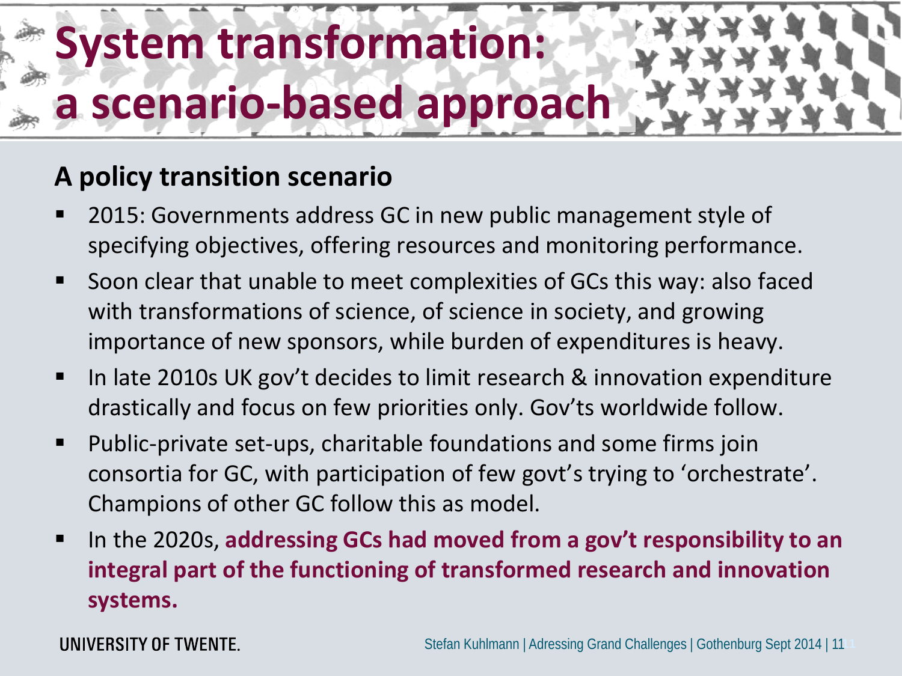# System transformation: a scenario-based approach

## A policy transition scenario

- 2015: Governments address GC in new public management style of specifying objectives, offering resources and monitoring performance.
- Soon clear that unable to meet complexities of GCs this way: also faced with transformations of science, of science in society, and growing importance of new sponsors, while burden of expenditures is heavy.
- In late 2010s UK gov't decides to limit research & innovation expenditure drastically and focus on few priorities only. Gov'ts worldwide follow.
- Public-private set-ups, charitable foundations and some firms join consortia for GC, with participation of few govt's trying to 'orchestrate'. Champions of other GC follow this as model.
- In the 2020s, **addressing GCs had moved from a gov't responsibility to an integral part of the functioning of transformed research and innovation systems.**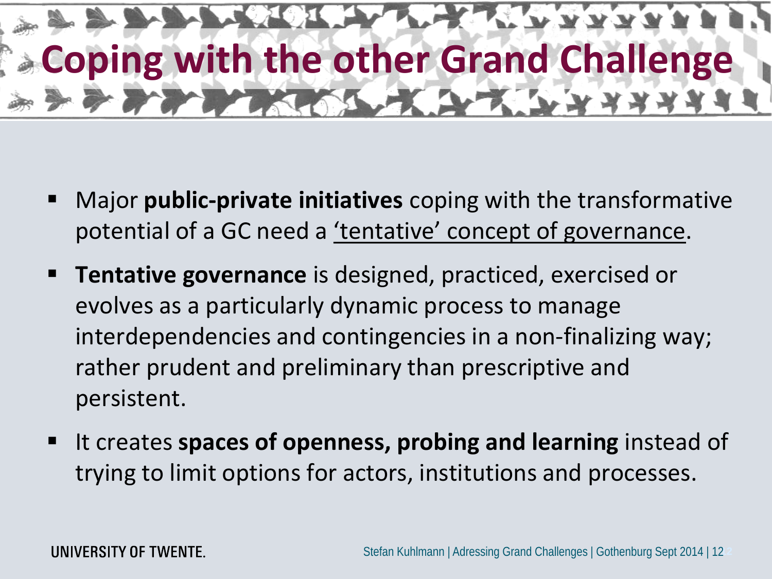# Coping with the other Grand Challenge

- Major **public-private initiatives** coping with the transformative potential of a GC need a 'tentative' concept of governance.
- **Tentative governance** is designed, practiced, exercised or evolves as a particularly dynamic process to manage interdependencies and contingencies in a non-finalizing way; rather prudent and preliminary than prescriptive and persistent.
- It creates **spaces of openness, probing and learning** instead of trying to limit options for actors, institutions and processes.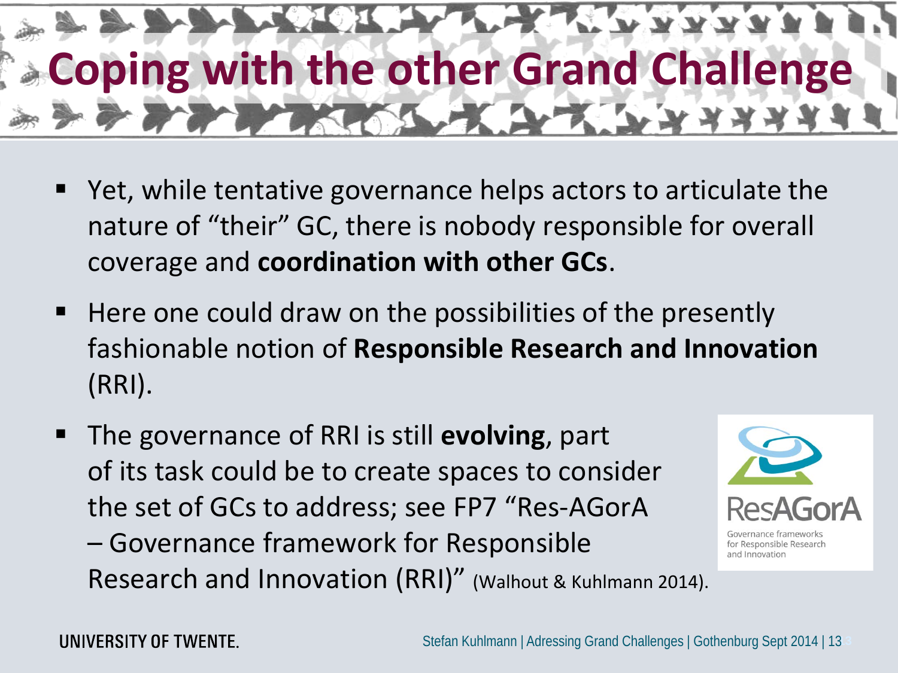# Coping with the other Grand Challenge

- Yet, while tentative governance helps actors to articulate the nature of “their” GC, there is nobody responsible for overall coverage and **coordination with other GCs**.
- Here one could draw on the possibilities of the presently fashionable notion of **Responsible Research and Innovation** (RRI).
- The governance of RRI is still **evolving**, part of its task could be to create spaces to consider the set of GCs to address; see FP7 “Res-AGorA – Governance framework for Responsible Research and Innovation (RRI)” (Walhout & Kuhlmann 2014).

ResAGorA
Governance frameworks for Responsible Research and Innovation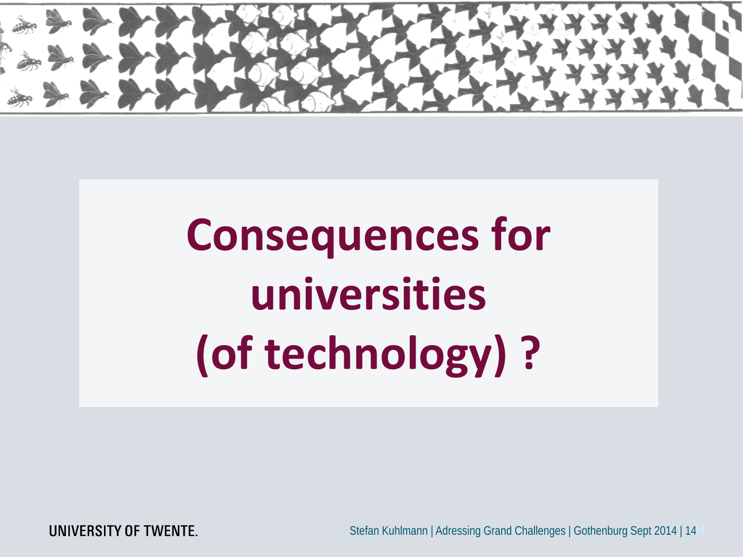# Consequences for universities (of technology) ?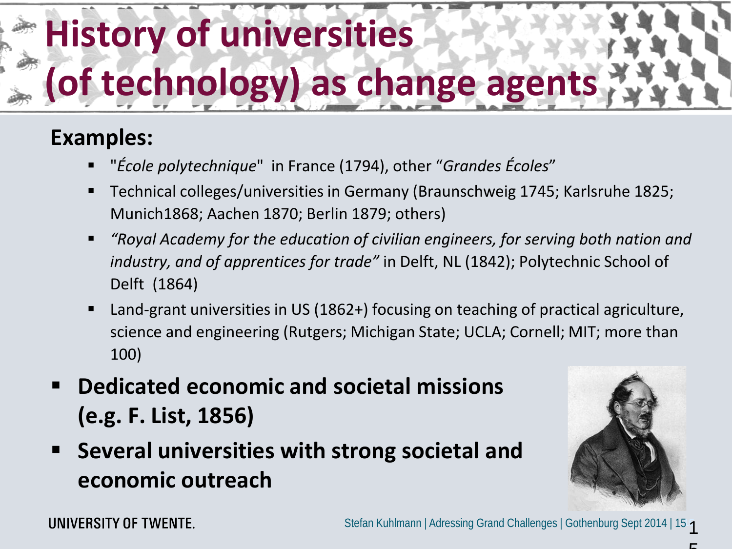# History of universities (of technology) as change agents

**Examples:**

- "*École polytechnique*" in France (1794), other "*Grandes Écoles*"
- Technical colleges/universities in Germany (Braunschweig 1745; Karlsruhe 1825; Munich1868; Aachen 1870; Berlin 1879; others)
- *"Royal Academy for the education of civilian engineers, for serving both nation and industry, and of apprentices for trade"* in Delft, NL (1842); Polytechnic School of Delft (1864)
- Land-grant universities in US (1862+) focusing on teaching of practical agriculture, science and engineering (Rutgers; Michigan State; UCLA; Cornell; MIT; more than 100)

- **Dedicated economic and societal missions (e.g. F. List, 1856)**
- **Several universities with strong societal and economic outreach**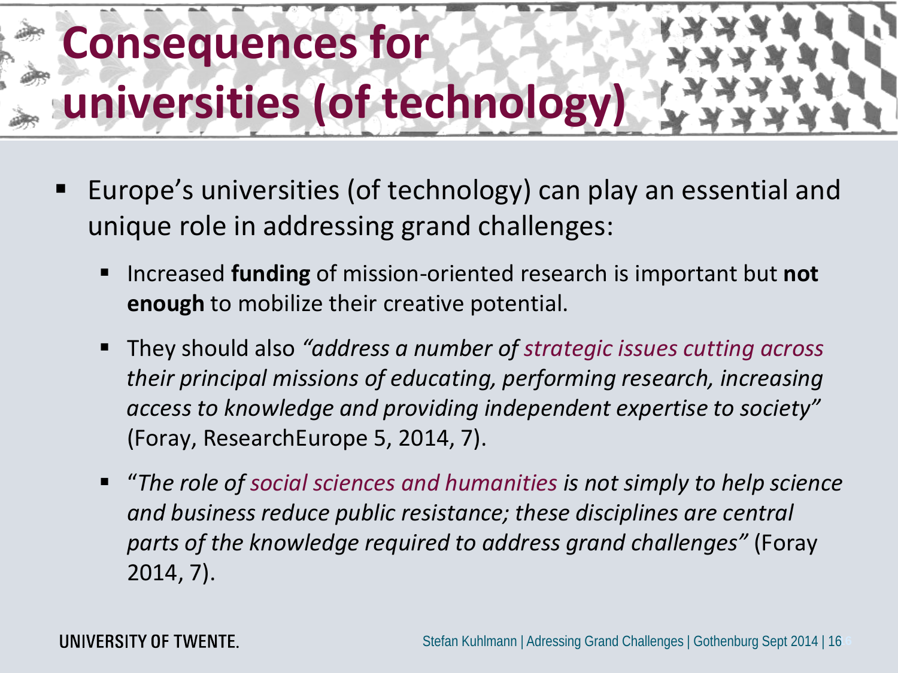# Consequences for universities (of technology)

- Europe's universities (of technology) can play an essential and unique role in addressing grand challenges:
  - Increased **funding** of mission-oriented research is important but **not enough** to mobilize their creative potential.
  - They should also *"address a number of strategic issues cutting across their principal missions of educating, performing research, increasing access to knowledge and providing independent expertise to society"* (Foray, ResearchEurope 5, 2014, 7).
  - "*The role of social sciences and humanities is not simply to help science and business reduce public resistance; these disciplines are central parts of the knowledge required to address grand challenges"* (Foray 2014, 7).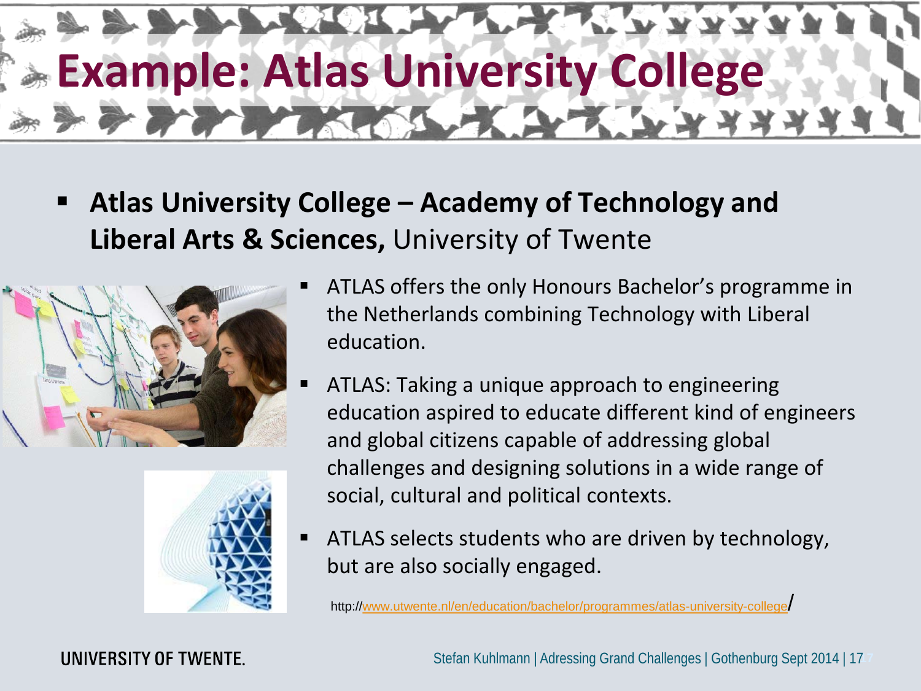# Example: Atlas University College

- **Atlas University College – Academy of Technology and Liberal Arts & Sciences,** University of Twente

- ATLAS offers the only Honours Bachelor's programme in the Netherlands combining Technology with Liberal education.
- ATLAS: Taking a unique approach to engineering education aspired to educate different kind of engineers and global citizens capable of addressing global challenges and designing solutions in a wide range of social, cultural and political contexts.
- ATLAS selects students who are driven by technology, but are also socially engaged.

http://www.utwente.nl/en/education/bachelor/programmes/atlas-university-college/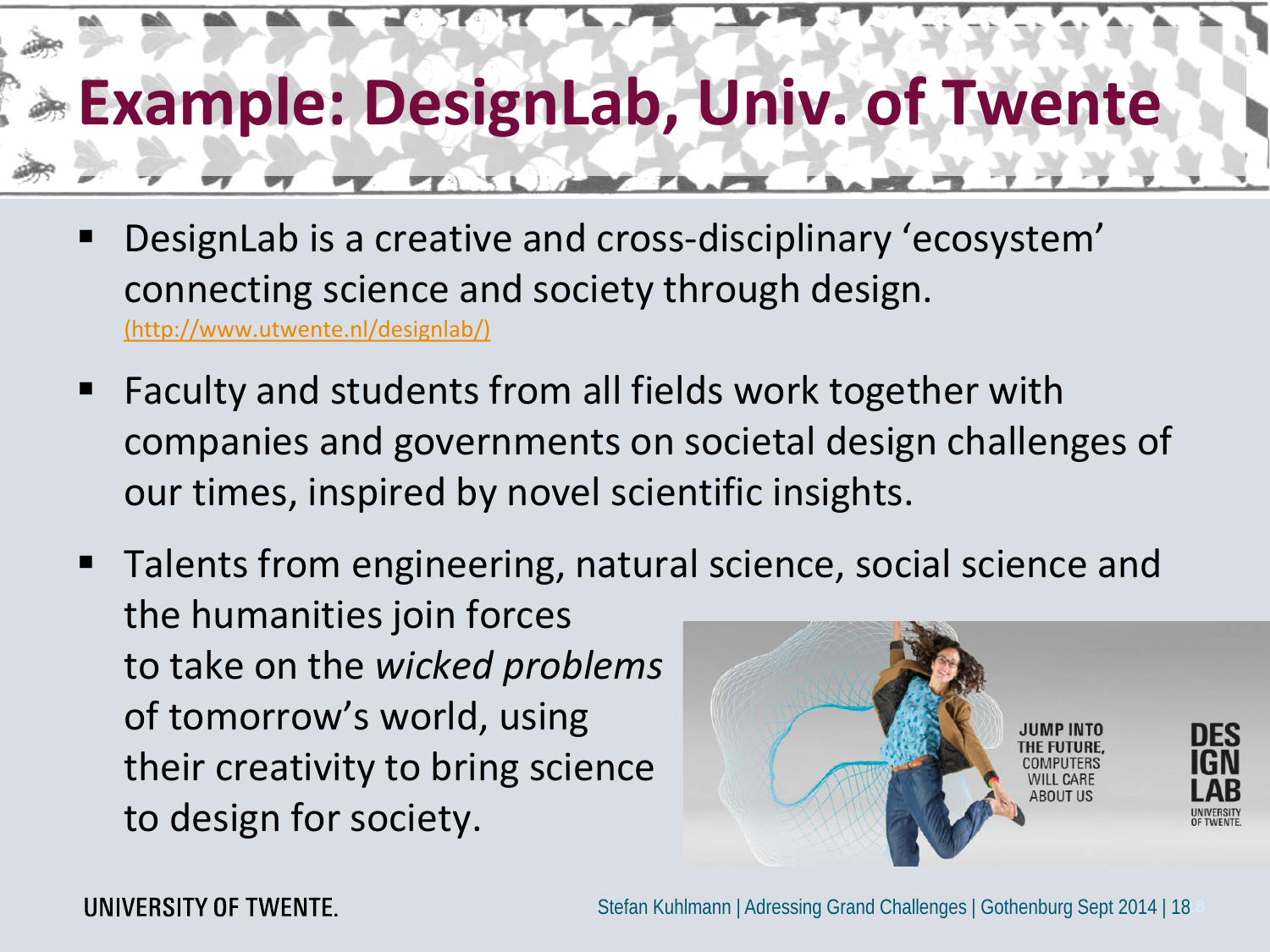# Example: DesignLab, Univ. of Twente

- DesignLab is a creative and cross-disciplinary 'ecosystem' connecting science and society through design. (http://www.utwente.nl/designlab/)
- Faculty and students from all fields work together with companies and governments on societal design challenges of our times, inspired by novel scientific insights.
- Talents from engineering, natural science, social science and the humanities join forces to take on the *wicked problems* of tomorrow's world, using their creativity to bring science to design for society.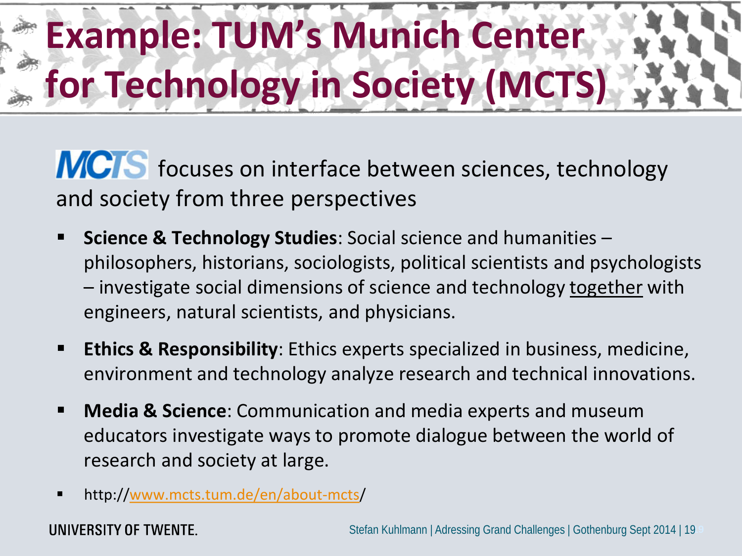# Example: TUM's Munich Center for Technology in Society (MCTS)

MCTS focuses on interface between sciences, technology and society from three perspectives

- **Science & Technology Studies**: Social science and humanities – philosophers, historians, sociologists, political scientists and psychologists – investigate social dimensions of science and technology <u>together</u> with engineers, natural scientists, and physicians.
- **Ethics & Responsibility**: Ethics experts specialized in business, medicine, environment and technology analyze research and technical innovations.
- **Media & Science**: Communication and media experts and museum educators investigate ways to promote dialogue between the world of research and society at large.
- http://www.mcts.tum.de/en/about-mcts/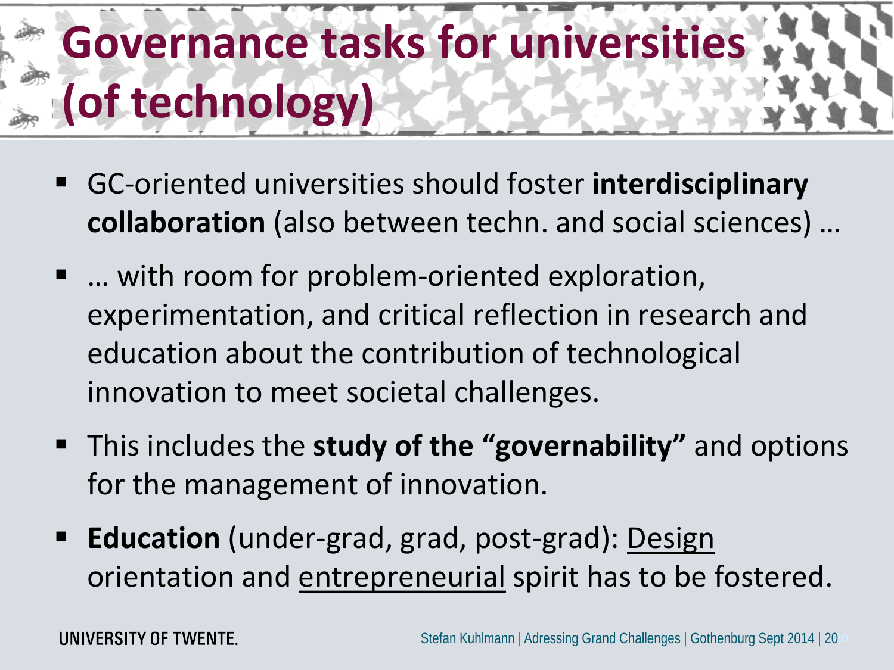# Governance tasks for universities (of technology)

- GC-oriented universities should foster **interdisciplinary collaboration** (also between techn. and social sciences) …
- … with room for problem-oriented exploration, experimentation, and critical reflection in research and education about the contribution of technological innovation to meet societal challenges.
- This includes the **study of the "governability"** and options for the management of innovation.
- **Education** (under-grad, grad, post-grad): <u>Design</u> orientation and <u>entrepreneurial</u> spirit has to be fostered.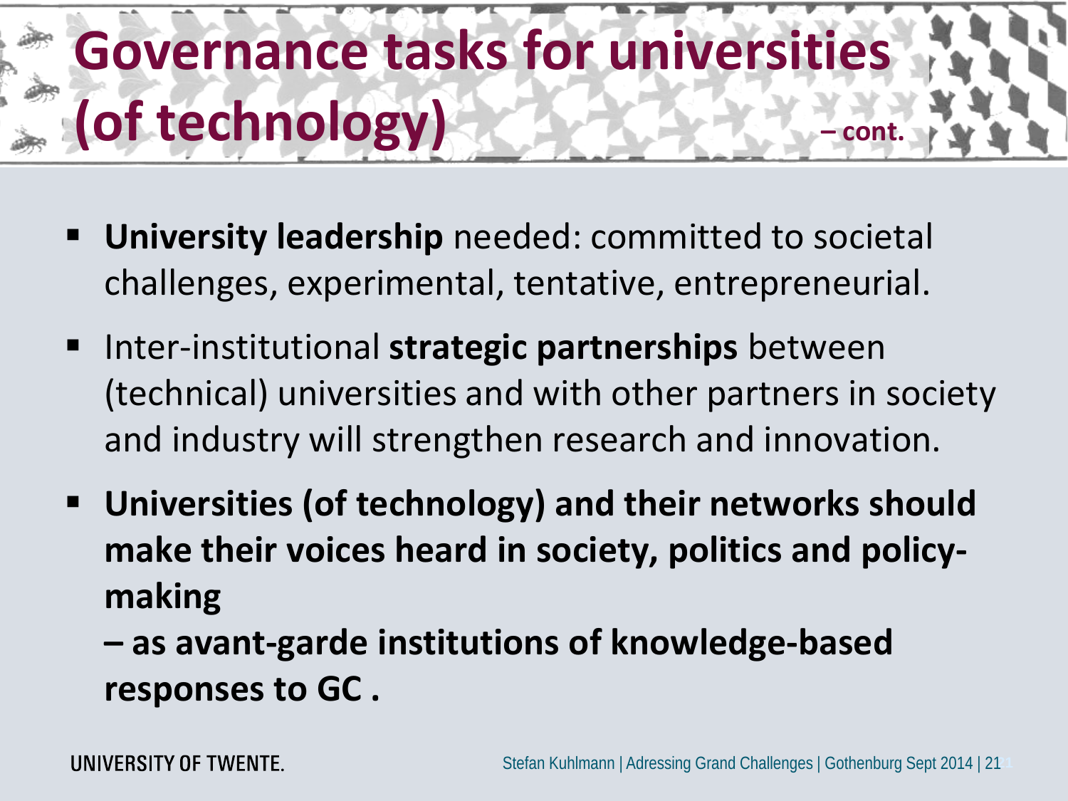# Governance tasks for universities (of technology) – cont.

- **University leadership** needed: committed to societal challenges, experimental, tentative, entrepreneurial.
- Inter-institutional **strategic partnerships** between (technical) universities and with other partners in society and industry will strengthen research and innovation.
- **Universities (of technology) and their networks should make their voices heard in society, politics and policy-making**

  **– as avant-garde institutions of knowledge-based responses to GC .**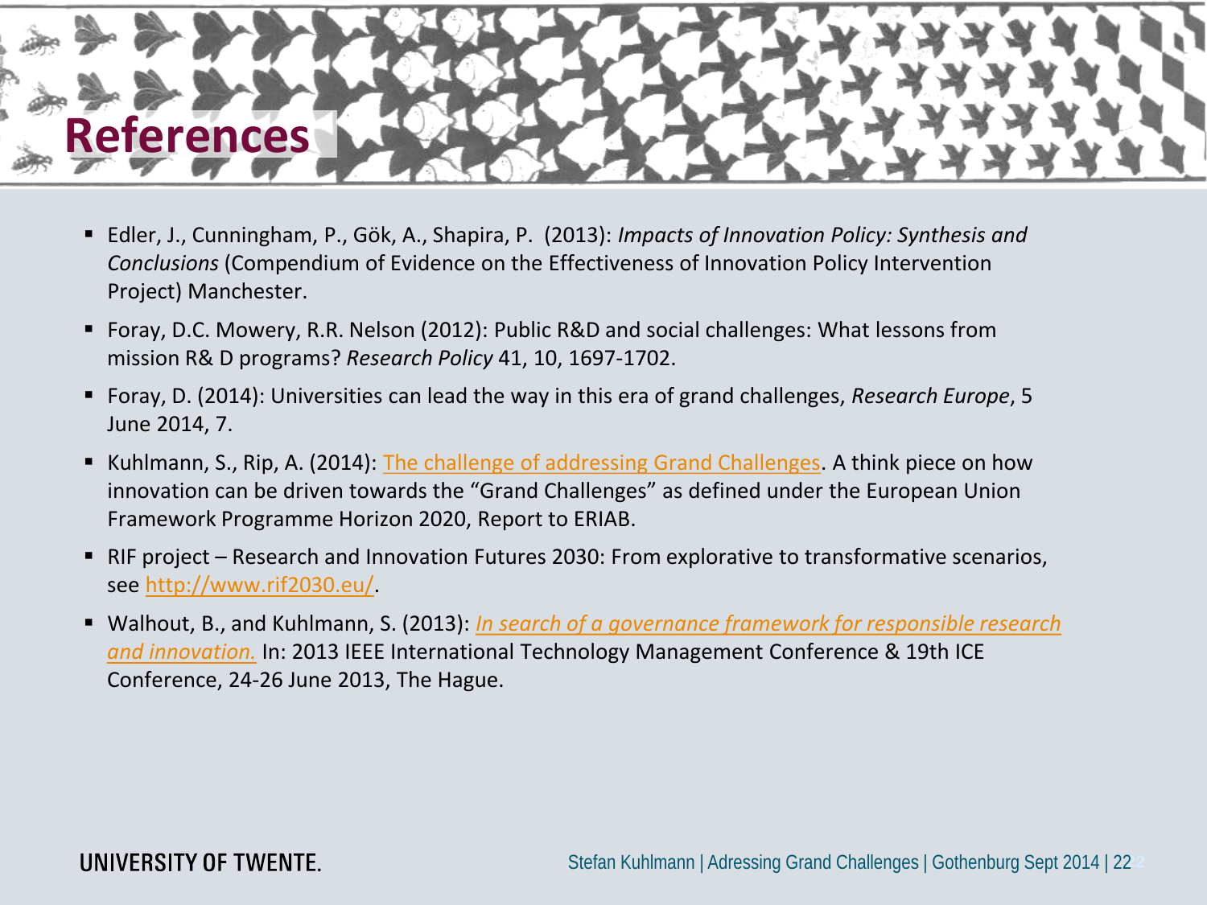# References

- Edler, J., Cunningham, P., Gök, A., Shapira, P.  (2013): *Impacts of Innovation Policy: Synthesis and Conclusions* (Compendium of Evidence on the Effectiveness of Innovation Policy Intervention Project) Manchester.
- Foray, D.C. Mowery, R.R. Nelson (2012): Public R&D and social challenges: What lessons from mission R& D programs? *Research Policy* 41, 10, 1697-1702.
- Foray, D. (2014): Universities can lead the way in this era of grand challenges, *Research Europe*, 5 June 2014, 7.
- Kuhlmann, S., Rip, A. (2014): The challenge of addressing Grand Challenges. A think piece on how innovation can be driven towards the "Grand Challenges" as defined under the European Union Framework Programme Horizon 2020, Report to ERIAB.
- RIF project – Research and Innovation Futures 2030: From explorative to transformative scenarios, see http://www.rif2030.eu/.
- Walhout, B., and Kuhlmann, S. (2013): *In search of a governance framework for responsible research and innovation.* In: 2013 IEEE International Technology Management Conference & 19th ICE Conference, 24-26 June 2013, The Hague.